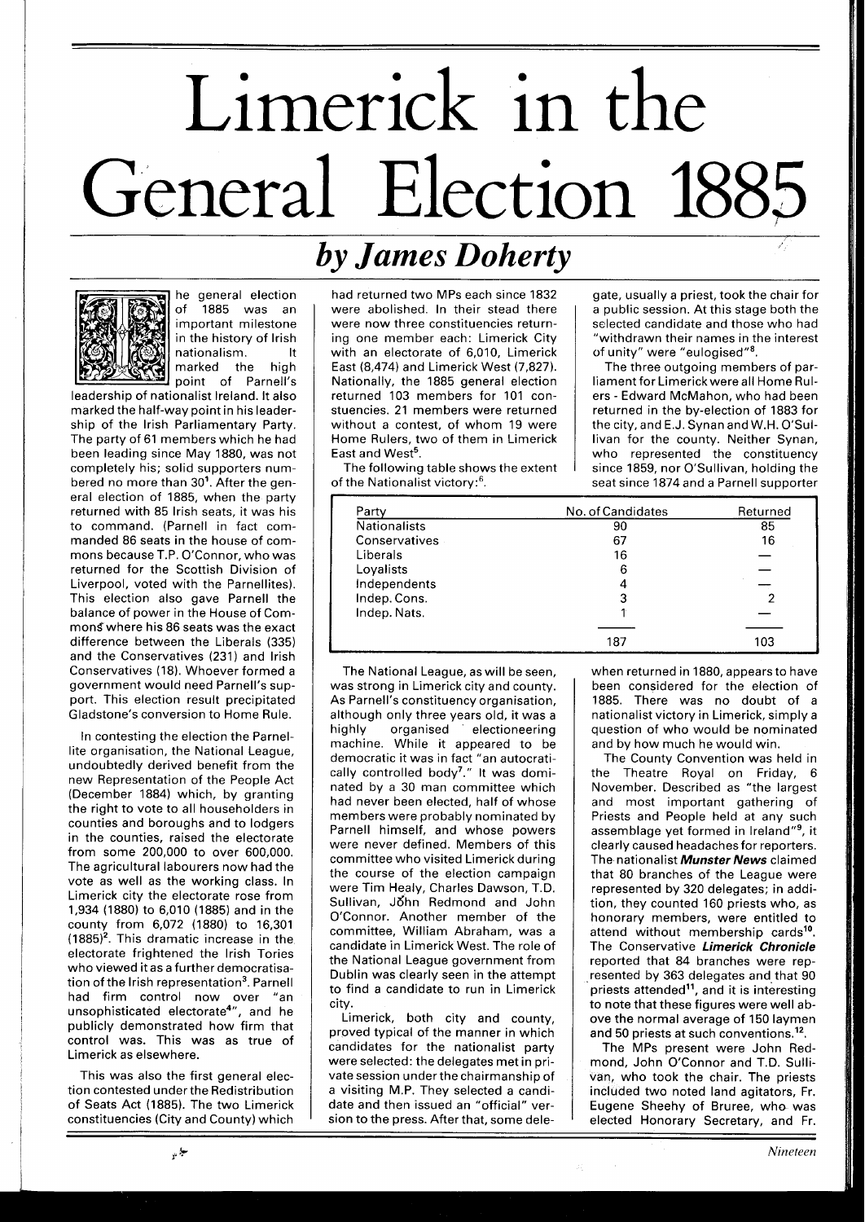# Limerick in the General Election 1885

## *by James Doherty*

The general election of 1885 was an important milestone in the history of Irish nationalism. It marked the high point of Parnell's leadership of nationalist Ireland. It also marked the half-way point in his leadership of the Irish Parliamentary Party. The party of 61 members which he had been leading since May 1880, was not completely his; solid supporters numbered no more than 30[1]. After the general election of 1885, when the party returned with 85 Irish seats, it was his to command. (Parnell in fact commanded 86 seats in the house of commons because T.P. O'Connor, who was returned for the Scottish Division of Liverpool, voted with the Parnellites). This election also gave Parnell the balance of power in the House of Commons where his 86 seats was the exact difference between the Liberals (335) and the Conservatives (231) and Irish Conservatives (18). Whoever formed a government would need Parnell's support. This election result precipitated Gladstone's conversion to Home Rule.

In contesting the election the Parnellite organisation, the National League, undoubtedly derived benefit from the new Representation of the People Act (December 1884) which, by granting the right to vote to all householders in counties and boroughs and to lodgers in the counties, raised the electorate from some 200,000 to over 600,000. The agricultural labourers now had the vote as well as the working class. In Limerick city the electorate rose from 1,934 (1880) to 6,010 (1885) and in the county from 6,072 (1880) to 16,301 (1885)[2]. This dramatic increase in the electorate frightened the Irish Tories who viewed it as a further democratisation of the Irish representation[3]. Parnell had firm control now over "an unsophisticated electorate[4]", and he publicly demonstrated how firm that control was. This was as true of Limerick as elsewhere.

This was also the first general election contested under the Redistribution of Seats Act (1885). The two Limerick constituencies (City and County) which had returned two MPs each since 1832 were abolished. In their stead there were now three constituencies returning one member each: Limerick City with an electorate of 6,010, Limerick East (8,474) and Limerick West (7,827). Nationally, the 1885 general election returned 103 members for 101 constituencies. 21 members were returned without a contest, of whom 19 were Home Rulers, two of them in Limerick East and West[5].

The following table shows the extent of the Nationalist victory:[6].

| Party | No. of Candidates | Returned |
|---|---|---|
| Nationalists | 90 | 85 |
| Conservatives | 67 | 16 |
| Liberals | 16 | — |
| Loyalists | 6 | — |
| Independents | 4 | — |
| Indep. Cons. | 3 | 2 |
| Indep. Nats. | 1 | — |
| | 187 | 103 |

The National League, as will be seen, was strong in Limerick city and county. As Parnell's constituency organisation, although only three years old, it was a highly organised electioneering machine. While it appeared to be democratic it was in fact "an autocratically controlled body[7]." It was dominated by a 30 man committee which had never been elected, half of whose members were probably nominated by Parnell himself, and whose powers were never defined. Members of this committee who visited Limerick during the course of the election campaign were Tim Healy, Charles Dawson, T.D. Sullivan, John Redmond and John O'Connor. Another member of the committee, William Abraham, was a candidate in Limerick West. The role of the National League government from Dublin was clearly seen in the attempt to find a candidate to run in Limerick city.

Limerick, both city and county, proved typical of the manner in which candidates for the nationalist party were selected: the delegates met in private session under the chairmanship of a visiting M.P. They selected a candidate and then issued an "official" version to the press. After that, some delegate, usually a priest, took the chair for a public session. At this stage both the selected candidate and those who had "withdrawn their names in the interest of unity" were "eulogised"[8].

The three outgoing members of parliament for Limerick were all Home Rulers - Edward McMahon, who had been returned in the by-election of 1883 for the city, and E.J. Synan and W.H. O'Sullivan for the county. Neither Synan, who represented the constituency since 1859, nor O'Sullivan, holding the seat since 1874 and a Parnell supporter when returned in 1880, appears to have been considered for the election of 1885. There was no doubt of a nationalist victory in Limerick, simply a question of who would be nominated and by how much he would win.

The County Convention was held in the Theatre Royal on Friday, 6 November. Described as "the largest and most important gathering of Priests and People held at any such assemblage yet formed in Ireland"[9], it clearly caused headaches for reporters. The nationalist ***Munster News*** claimed that 80 branches of the League were represented by 320 delegates; in addition, they counted 160 priests who, as honorary members, were entitled to attend without membership cards[10]. The Conservative ***Limerick Chronicle*** reported that 84 branches were represented by 363 delegates and that 90 priests attended[11], and it is interesting to note that these figures were well above the normal average of 150 laymen and 50 priests at such conventions.[12].

The MPs present were John Redmond, John O'Connor and T.D. Sullivan, who took the chair. The priests included two noted land agitators, Fr. Eugene Sheehy of Bruree, who was elected Honorary Secretary, and Fr.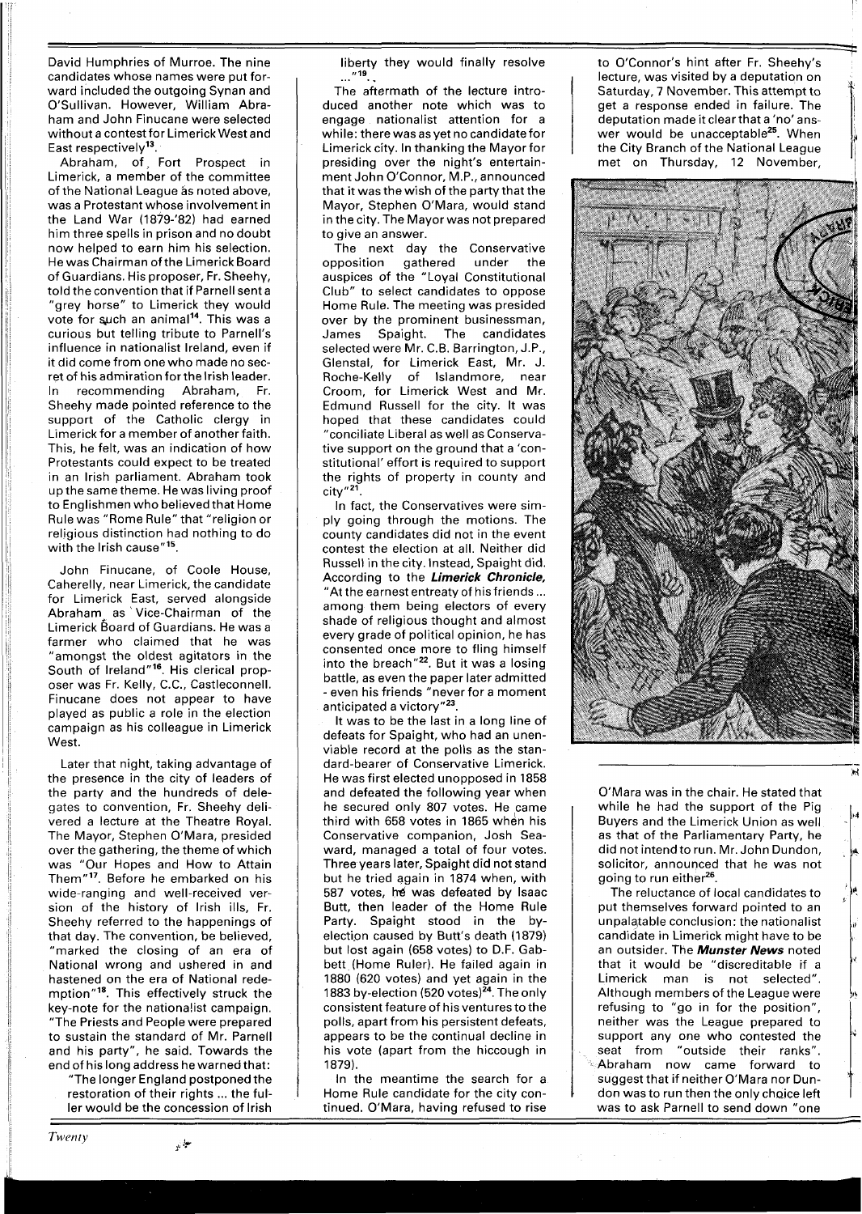David Humphries of Murroe. The nine candidates whose names were put forward included the outgoing Synan and O'Sullivan. However, William Abraham and John Finucane were selected without a contest for Limerick West and East respectively[13].

Abraham, of Fort Prospect in Limerick, a member of the committee of the National League as noted above, was a Protestant whose involvement in the Land War (1879-'82) had earned him three spells in prison and no doubt now helped to earn him his selection. He was Chairman of the Limerick Board of Guardians. His proposer, Fr. Sheehy, told the convention that if Parnell sent a "grey horse" to Limerick they would vote for such an animal[14]. This was a curious but telling tribute to Parnell's influence in nationalist Ireland, even if it did come from one who made no secret of his admiration for the Irish leader. In recommending Abraham, Fr. Sheehy made pointed reference to the support of the Catholic clergy in Limerick for a member of another faith. This, he felt, was an indication of how Protestants could expect to be treated in an Irish parliament. Abraham took up the same theme. He was living proof to Englishmen who believed that Home Rule was "Rome Rule" that "religion or religious distinction had nothing to do with the Irish cause"[15].

John Finucane, of Coole House, Caherelly, near Limerick, the candidate for Limerick East, served alongside Abraham as Vice-Chairman of the Limerick Board of Guardians. He was a farmer who claimed that he was "amongst the oldest agitators in the South of Ireland"[16]. His clerical proposer was Fr. Kelly, C.C., Castleconnell. Finucane does not appear to have played as public a role in the election campaign as his colleague in Limerick West.

Later that night, taking advantage of the presence in the city of leaders of the party and the hundreds of delegates to convention, Fr. Sheehy delivered a lecture at the Theatre Royal. The Mayor, Stephen O'Mara, presided over the gathering, the theme of which was "Our Hopes and How to Attain Them"[17]. Before he embarked on his wide-ranging and well-received version of the history of Irish ills, Fr. Sheehy referred to the happenings of that day. The convention, be believed, "marked the closing of an era of National wrong and ushered in and hastened on the era of National redemption"[18]. This effectively struck the key-note for the nationalist campaign. "The Priests and People were prepared to sustain the standard of Mr. Parnell and his party", he said. Towards the end of his long address he warned that:

> "The longer England postponed the restoration of their rights ... the fuller would be the concession of Irish liberty they would finally resolve ..."[19].

The aftermath of the lecture introduced another note which was to engage nationalist attention for a while: there was as yet no candidate for Limerick city. In thanking the Mayor for presiding over the night's entertainment John O'Connor, M.P., announced that it was the wish of the party that the Mayor, Stephen O'Mara, would stand in the city. The Mayor was not prepared to give an answer.

The next day the Conservative opposition gathered under the auspices of the "Loyal Constitutional Club" to select candidates to oppose Home Rule. The meeting was presided over by the prominent businessman, James Spaight. The candidates selected were Mr. C.B. Barrington, J.P., Glenstal, for Limerick East, Mr. J. Roche-Kelly of Islandmore, near Croom, for Limerick West and Mr. Edmund Russell for the city. It was hoped that these candidates could "conciliate Liberal as well as Conservative support on the ground that a 'constitutional' effort is required to support the rights of property in county and city"[21].

In fact, the Conservatives were simply going through the motions. The county candidates did not in the event contest the election at all. Neither did Russell in the city. Instead, Spaight did. According to the ***Limerick Chronicle***, "At the earnest entreaty of his friends ... among them being electors of every shade of religious thought and almost every grade of political opinion, he has consented once more to fling himself into the breach"[22]. But it was a losing battle, as even the paper later admitted - even his friends "never for a moment anticipated a victory"[23].

It was to be the last in a long line of defeats for Spaight, who had an unenviable record at the polls as the standard-bearer of Conservative Limerick. He was first elected unopposed in 1858 and defeated the following year when he secured only 807 votes. He came third with 658 votes in 1865 when his Conservative companion, Josh Seaward, managed a total of four votes. Three years later, Spaight did not stand but he tried again in 1874 when, with 587 votes, he was defeated by Isaac Butt, then leader of the Home Rule Party. Spaight stood in the by-election caused by Butt's death (1879) but lost again (658 votes) to D.F. Gabbett (Home Ruler). He failed again in 1880 (620 votes) and yet again in the 1883 by-election (520 votes)[24]. The only consistent feature of his ventures to the polls, apart from his persistent defeats, appears to be the continual decline in his vote (apart from the hiccough in 1879).

In the meantime the search for a Home Rule candidate for the city continued. O'Mara, having refused to rise to O'Connor's hint after Fr. Sheehy's lecture, was visited by a deputation on Saturday, 7 November. This attempt to get a response ended in failure. The deputation made it clear that a 'no' answer would be unacceptable[25]. When the City Branch of the National League met on Thursday, 12 November, O'Mara was in the chair. He stated that while he had the support of the Pig Buyers and the Limerick Union as well as that of the Parliamentary Party, he did not intend to run. Mr. John Dundon, solicitor, announced that he was not going to run either[26].

The reluctance of local candidates to put themselves forward pointed to an unpalatable conclusion: the nationalist candidate in Limerick might have to be an outsider. The ***Munster News*** noted that it would be "discreditable if a Limerick man is not selected". Although members of the League were refusing to "go in for the position", neither was the League prepared to support any one who contested the seat from "outside their ranks". Abraham now came forward to suggest that if neither O'Mara nor Dundon was to run then the only choice left was to ask Parnell to send down "one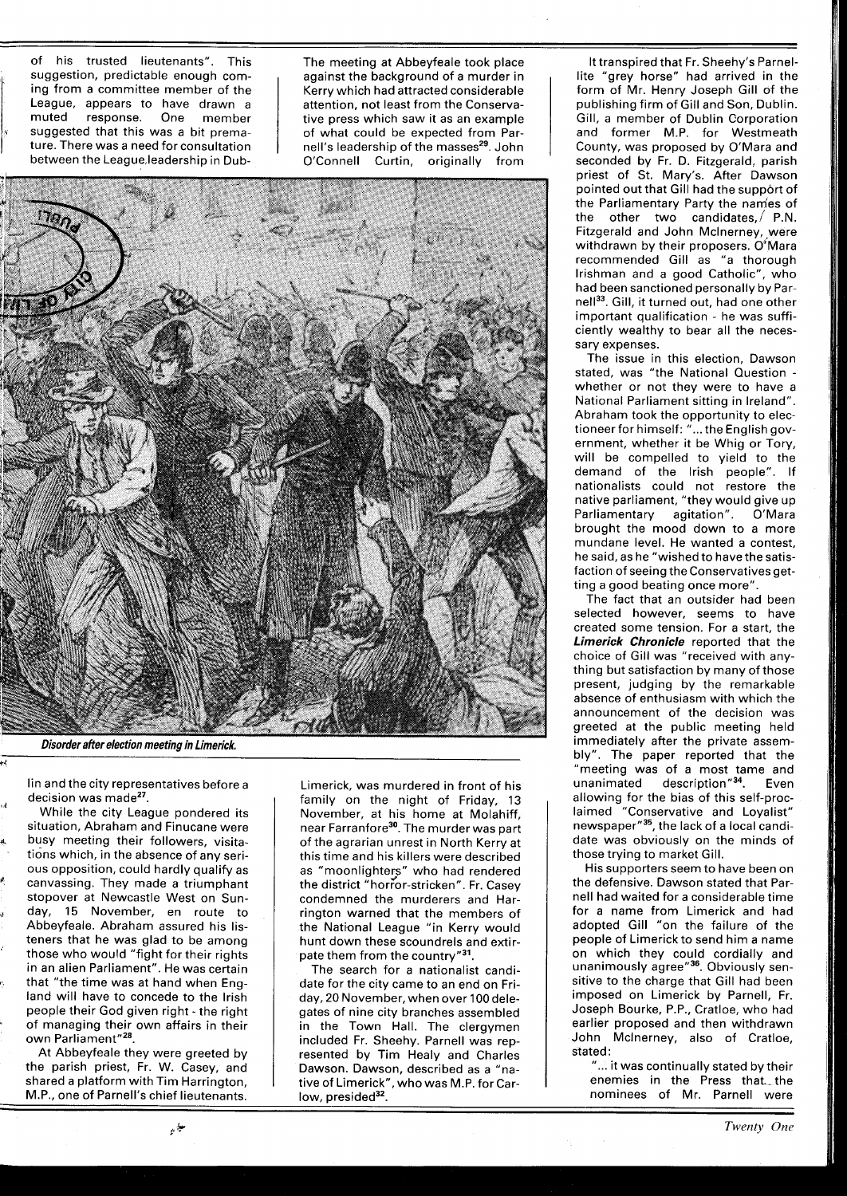of his trusted lieutenants". This suggestion, predictable enough coming from a committee member of the League, appears to have drawn a muted response. One member suggested that this was a bit premature. There was a need for consultation between the League leadership in Dublin and the city representatives before a decision was made[27].

While the city League pondered its situation, Abraham and Finucane were busy meeting their followers, visitations which, in the absence of any serious opposition, could hardly qualify as canvassing. They made a triumphant stopover at Newcastle West on Sunday, 15 November, en route to Abbeyfeale. Abraham assured his listeners that he was glad to be among those who would "fight for their rights in an alien Parliament". He was certain that "the time was at hand when England will have to concede to the Irish people their God given right - the right of managing their own affairs in their own Parliament"[28].

At Abbeyfeale they were greeted by the parish priest, Fr. W. Casey, and shared a platform with Tim Harrington, M.P., one of Parnell's chief lieutenants. The meeting at Abbeyfeale took place against the background of a murder in Kerry which had attracted considerable attention, not least from the Conservative press which saw it as an example of what could be expected from Parnell's leadership of the masses[29]. John O'Connell Curtin, originally from Limerick, was murdered in front of his family on the night of Friday, 13 November, at his home at Molahiff, near Farranfore[30]. The murder was part of the agrarian unrest in North Kerry at this time and his killers were described as "moonlighters" who had rendered the district "horror-stricken". Fr. Casey condemned the murderers and Harrington warned that the members of the National League "in Kerry would hunt down these scoundrels and extirpate them from the country"[31].

The search for a nationalist candidate for the city came to an end on Friday, 20 November, when over 100 delegates of nine city branches assembled in the Town Hall. The clergymen included Fr. Sheehy. Parnell was represented by Tim Healy and Charles Dawson. Dawson, described as a "native of Limerick", who was M.P. for Carlow, presided[32].

*Disorder after election meeting in Limerick.*

It transpired that Fr. Sheehy's Parnellite "grey horse" had arrived in the form of Mr. Henry Joseph Gill of the publishing firm of Gill and Son, Dublin. Gill, a member of Dublin Corporation and former M.P. for Westmeath County, was proposed by O'Mara and seconded by Fr. D. Fitzgerald, parish priest of St. Mary's. After Dawson pointed out that Gill had the support of the Parliamentary Party the names of the other two candidates, P.N. Fitzgerald and John McInerney, were withdrawn by their proposers. O'Mara recommended Gill as "a thorough Irishman and a good Catholic", who had been sanctioned personally by Parnell[33]. Gill, it turned out, had one other important qualification - he was sufficiently wealthy to bear all the necessary expenses.

The issue in this election, Dawson stated, was "the National Question - whether or not they were to have a National Parliament sitting in Ireland". Abraham took the opportunity to electioneer for himself: "... the English government, whether it be Whig or Tory, will be compelled to yield to the demand of the Irish people". If nationalists could not restore the native parliament, "they would give up Parliamentary agitation". O'Mara brought the mood down to a more mundane level. He wanted a contest, he said, as he "wished to have the satisfaction of seeing the Conservatives getting a good beating once more".

The fact that an outsider had been selected however, seems to have created some tension. For a start, the ***Limerick Chronicle*** reported that the choice of Gill was "received with anything but satisfaction by many of those present, judging by the remarkable absence of enthusiasm with which the announcement of the decision was greeted at the public meeting held immediately after the private assembly". The paper reported that the "meeting was of a most tame and unanimated description"[34]. Even allowing for the bias of this self-proclaimed "Conservative and Loyalist" newspaper"[35], the lack of a local candidate was obviously on the minds of those trying to market Gill.

His supporters seem to have been on the defensive. Dawson stated that Parnell had waited for a considerable time for a name from Limerick and had adopted Gill "on the failure of the people of Limerick to send him a name on which they could cordially and unanimously agree"[36]. Obviously sensitive to the charge that Gill had been imposed on Limerick by Parnell, Fr. Joseph Bourke, P.P., Cratloe, who had earlier proposed and then withdrawn John McInerney, also of Cratloe, stated:

> "... it was continually stated by their enemies in the Press that the nominees of Mr. Parnell were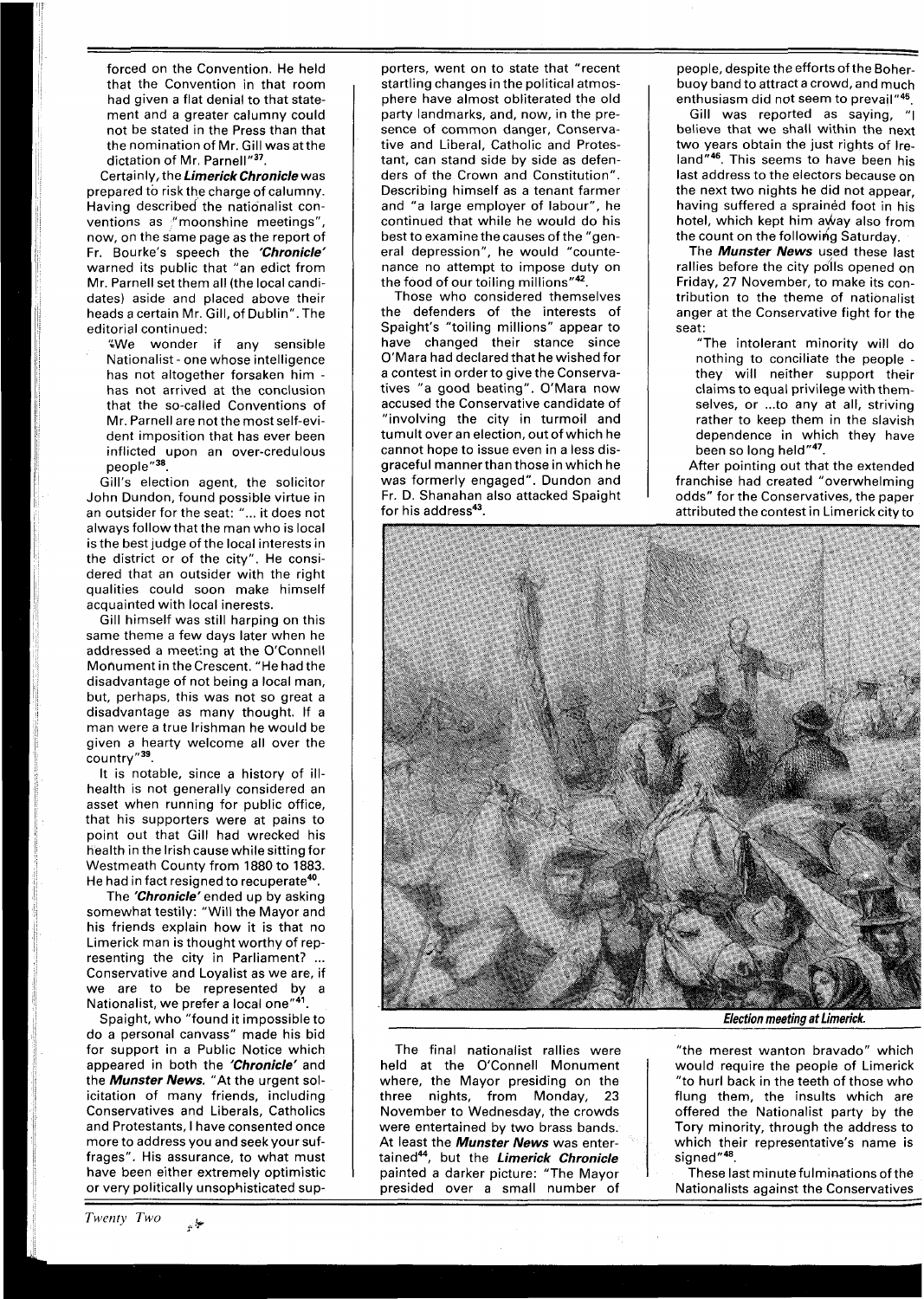forced on the Convention. He held that the Convention in that room had given a flat denial to that statement and a greater calumny could not be stated in the Press than that the nomination of Mr. Gill was at the dictation of Mr. Parnell"[37].

Certainly, the ***Limerick Chronicle*** was prepared to risk the charge of calumny. Having described the nationalist conventions as "moonshine meetings", now, on the same page as the report of Fr. Bourke's speech the ***'Chronicle'*** warned its public that "an edict from Mr. Parnell set them all (the local candidates) aside and placed above their heads a certain Mr. Gill, of Dublin". The editorial continued:

> "We wonder if any sensible Nationalist - one whose intelligence has not altogether forsaken him - has not arrived at the conclusion that the so-called Conventions of Mr. Parnell are not the most self-evident imposition that has ever been inflicted upon an over-credulous people"[38].

Gill's election agent, the solicitor John Dundon, found possible virtue in an outsider for the seat: "... it does not always follow that the man who is local is the best judge of the local interests in the district or of the city". He considered that an outsider with the right qualities could soon make himself acquainted with local inerests.

Gill himself was still harping on this same theme a few days later when he addressed a meeting at the O'Connell Monument in the Crescent. "He had the disadvantage of not being a local man, but, perhaps, this was not so great a disadvantage as many thought. If a man were a true Irishman he would be given a hearty welcome all over the country"[39].

It is notable, since a history of ill-health is not generally considered an asset when running for public office, that his supporters were at pains to point out that Gill had wrecked his health in the Irish cause while sitting for Westmeath County from 1880 to 1883. He had in fact resigned to recuperate[40].

The ***'Chronicle'*** ended up by asking somewhat testily: "Will the Mayor and his friends explain how it is that no Limerick man is thought worthy of representing the city in Parliament? ... Conservative and Loyalist as we are, if we are to be represented by a Nationalist, we prefer a local one"[41].

Spaight, who "found it impossible to do a personal canvass" made his bid for support in a Public Notice which appeared in both the ***'Chronicle'*** and the ***Munster News***. "At the urgent solicitation of many friends, including Conservatives and Liberals, Catholics and Protestants, I have consented once more to address you and seek your suffrages". His assurance, to what must have been either extremely optimistic or very politically unsophisticated supporters, went on to state that "recent startling changes in the political atmosphere have almost obliterated the old party landmarks, and, now, in the presence of common danger, Conservative and Liberal, Catholic and Protestant, can stand side by side as defenders of the Crown and Constitution". Describing himself as a tenant farmer and "a large employer of labour", he continued that while he would do his best to examine the causes of the "general depression", he would "countenance no attempt to impose duty on the food of our toiling millions"[42].

Those who considered themselves the defenders of the interests of Spaight's "toiling millions" appear to have changed their stance since O'Mara had declared that he wished for a contest in order to give the Conservatives "a good beating". O'Mara now accused the Conservative candidate of "involving the city in turmoil and tumult over an election, out of which he cannot hope to issue even in a less disgraceful manner than those in which he was formerly engaged". Dundon and Fr. D. Shanahan also attacked Spaight for his address[43].

The final nationalist rallies were held at the O'Connell Monument where, the Mayor presiding on the three nights, from Monday, 23 November to Wednesday, the crowds were entertained by two brass bands. At least the ***Munster News*** was entertained[44], but the ***Limerick Chronicle*** painted a darker picture: "The Mayor presided over a small number of people, despite the efforts of the Boherbuoy band to attract a crowd, and much enthusiasm did not seem to prevail"[45].

Gill was reported as saying, "I believe that we shall within the next two years obtain the just rights of Ireland"[46]. This seems to have been his last address to the electors because on the next two nights he did not appear, having suffered a sprained foot in his hotel, which kept him away also from the count on the following Saturday.

The ***Munster News*** used these last rallies before the city polls opened on Friday, 27 November, to make its contribution to the theme of nationalist anger at the Conservative fight for the seat:

> "The intolerant minority will do nothing to conciliate the people - they will neither support their claims to equal privilege with themselves, or ...to any at all, striving rather to keep them in the slavish dependence in which they have been so long held"[47].

After pointing out that the extended franchise had created "overwhelming odds" for the Conservatives, the paper attributed the contest in Limerick city to "the merest wanton bravado" which would require the people of Limerick "to hurl back in the teeth of those who flung them, the insults which are offered the Nationalist party by the Tory minority, through the address to which their representative's name is signed"[48].

***Election meeting at Limerick.***

These last minute fulminations of the Nationalists against the Conservatives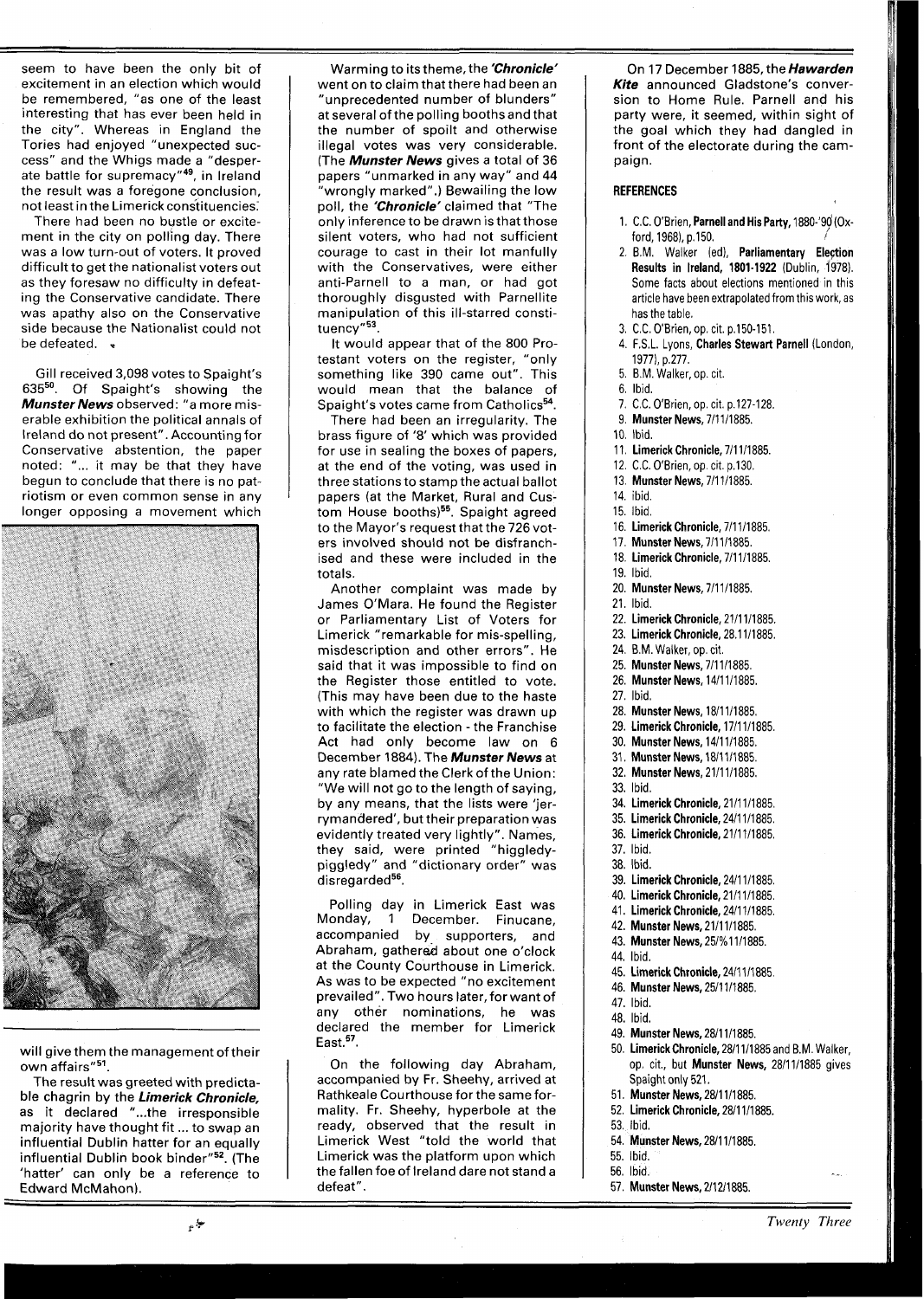seem to have been the only bit of excitement in an election which would be remembered, "as one of the least interesting that has ever been held in the city". Whereas in England the Tories had enjoyed "unexpected success" and the Whigs made a "desperate battle for supremacy"[49], in Ireland the result was a foregone conclusion, not least in the Limerick constituencies.

There had been no bustle or excitement in the city on polling day. There was a low turn-out of voters. It proved difficult to get the nationalist voters out as they foresaw no difficulty in defeating the Conservative candidate. There was apathy also on the Conservative side because the Nationalist could not be defeated.

Gill received 3,098 votes to Spaight's 635[50]. Of Spaight's showing the ***Munster News*** observed: "a more miserable exhibition the political annals of Ireland do not present". Accounting for Conservative abstention, the paper noted: "... it may be that they have begun to conclude that there is no patriotism or even common sense in any longer opposing a movement which will give them the management of their own affairs"[51].

The result was greeted with predictable chagrin by the ***Limerick Chronicle***, as it declared "...the irresponsible majority have thought fit ... to swap an influential Dublin hatter for an equally influential Dublin book binder"[52]. (The 'hatter' can only be a reference to Edward McMahon).

Warming to its theme, the ***'Chronicle'*** went on to claim that there had been an "unprecedented number of blunders" at several of the polling booths and that the number of spoilt and otherwise illegal votes was very considerable. (The ***Munster News*** gives a total of 36 papers "unmarked in any way" and 44 "wrongly marked".) Bewailing the low poll, the ***'Chronicle'*** claimed that "The only inference to be drawn is that those silent voters, who had not sufficient courage to cast in their lot manfully with the Conservatives, were either anti-Parnell to a man, or had got thoroughly disgusted with Parnellite manipulation of this ill-starred constituency"[53].

It would appear that of the 800 Protestant voters on the register, "only something like 390 came out". This would mean that the balance of Spaight's votes came from Catholics[54].

There had been an irregularity. The brass figure of '8' which was provided for use in sealing the boxes of papers, at the end of the voting, was used in three stations to stamp the actual ballot papers (at the Market, Rural and Custom House booths)[55]. Spaight agreed to the Mayor's request that the 726 voters involved should not be disfranchised and these were included in the totals.

Another complaint was made by James O'Mara. He found the Register or Parliamentary List of Voters for Limerick "remarkable for mis-spelling, misdescription and other errors". He said that it was impossible to find on the Register those entitled to vote. (This may have been due to the haste with which the register was drawn up to facilitate the election - the Franchise Act had only become law on 6 December 1884). The ***Munster News*** at any rate blamed the Clerk of the Union: "We will not go to the length of saying, by any means, that the lists were 'jerrymandered', but their preparation was evidently treated very lightly". Names, they said, were printed "higgledy-piggledy" and "dictionary order" was disregarded[56].

Polling day in Limerick East was Monday, 1 December. Finucane, accompanied by supporters, and Abraham, gathered about one o'clock at the County Courthouse in Limerick. As was to be expected "no excitement prevailed". Two hours later, for want of any other nominations, he was declared the member for Limerick East.[57].

On the following day Abraham, accompanied by Fr. Sheehy, arrived at Rathkeale Courthouse for the same formality. Fr. Sheehy, hyperbole at the ready, observed that the result in Limerick West "told the world that Limerick was the platform upon which the fallen foe of Ireland dare not stand a defeat".

On 17 December 1885, the ***Hawarden Kite*** announced Gladstone's conversion to Home Rule. Parnell and his party were, it seemed, within sight of the goal which they had dangled in front of the electorate during the campaign.

## REFERENCES

1. C.C. O'Brien, **Parnell and His Party**, 1880-'90 (Oxford, 1968), p.150.
2. B.M. Walker (ed), **Parliamentary Election Results in Ireland, 1801-1922** (Dublin, 1978). Some facts about elections mentioned in this article have been extrapolated from this work, as has the table.
3. C.C. O'Brien, op. cit. p.150-151.
4. F.S.L. Lyons, **Charles Stewart Parnell** (London, 1977), p.277.
5. B.M. Walker, op. cit.
6. Ibid.
7. C.C. O'Brien, op. cit. p.127-128.
9. **Munster News**, 7/11/1885.
10. Ibid.
11. **Limerick Chronicle**, 7/11/1885.
12. C.C. O'Brien, op. cit. p.130.
13. **Munster News**, 7/11/1885.
14. ibid.
15. Ibid.
16. **Limerick Chronicle**, 7/11/1885.
17. **Munster News**, 7/11/1885.
18. **Limerick Chronicle**, 7/11/1885.
19. Ibid.
20. **Munster News**, 7/11/1885.
21. Ibid.
22. **Limerick Chronicle**, 21/11/1885.
23. **Limerick Chronicle**, 28.11/1885.
24. B.M. Walker, op. cit.
25. **Munster News**, 7/11/1885.
26. **Munster News**, 14/11/1885.
27. Ibid.
28. **Munster News**, 18/11/1885.
29. **Limerick Chronicle**, 17/11/1885.
30. **Munster News**, 14/11/1885.
31. **Munster News**, 18/11/1885.
32. **Munster News**, 21/11/1885.
33. Ibid.
34. **Limerick Chronicle**, 21/11/1885.
35. **Limerick Chronicle**, 24/11/1885.
36. **Limerick Chronicle**, 21/11/1885.
37. Ibid.
38. Ibid.
39. **Limerick Chronicle**, 24/11/1885.
40. **Limerick Chronicle**, 21/11/1885.
41. **Limerick Chronicle**, 24/11/1885.
42. **Munster News**, 21/11/1885.
43. **Munster News**, 25/%11/1885.
44. Ibid.
45. **Limerick Chronicle**, 24/11/1885.
46. **Munster News**, 25/11/1885.
47. Ibid.
48. Ibid.
49. **Munster News**, 28/11/1885.
50. **Limerick Chronicle**, 28/11/1885 and B.M. Walker, op. cit., but **Munster News**, 28/11/1885 gives Spaight only 521.
51. **Munster News**, 28/11/1885.
52. **Limerick Chronicle**, 28/11/1885.
53. Ibid.
54. **Munster News**, 28/11/1885.
55. Ibid.
56. Ibid.
57. **Munster News**, 2/12/1885.